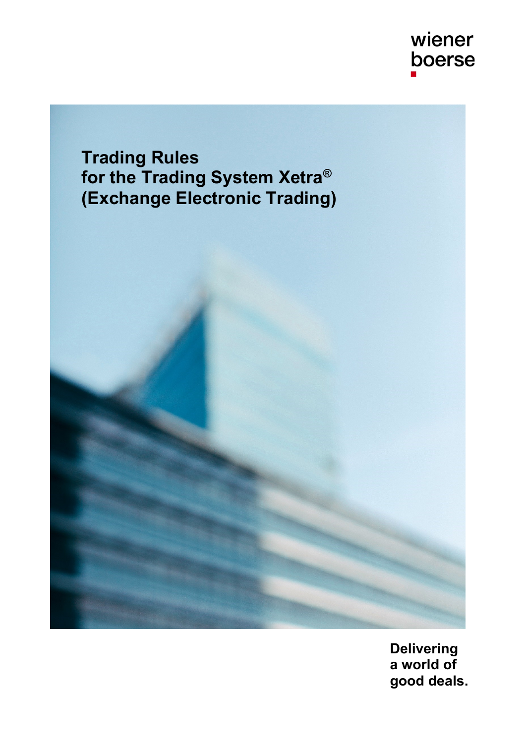wiener
boerse

# Trading Rules
# for the Trading System Xetra®
# (Exchange Electronic Trading)

**Delivering
a world of
good deals.**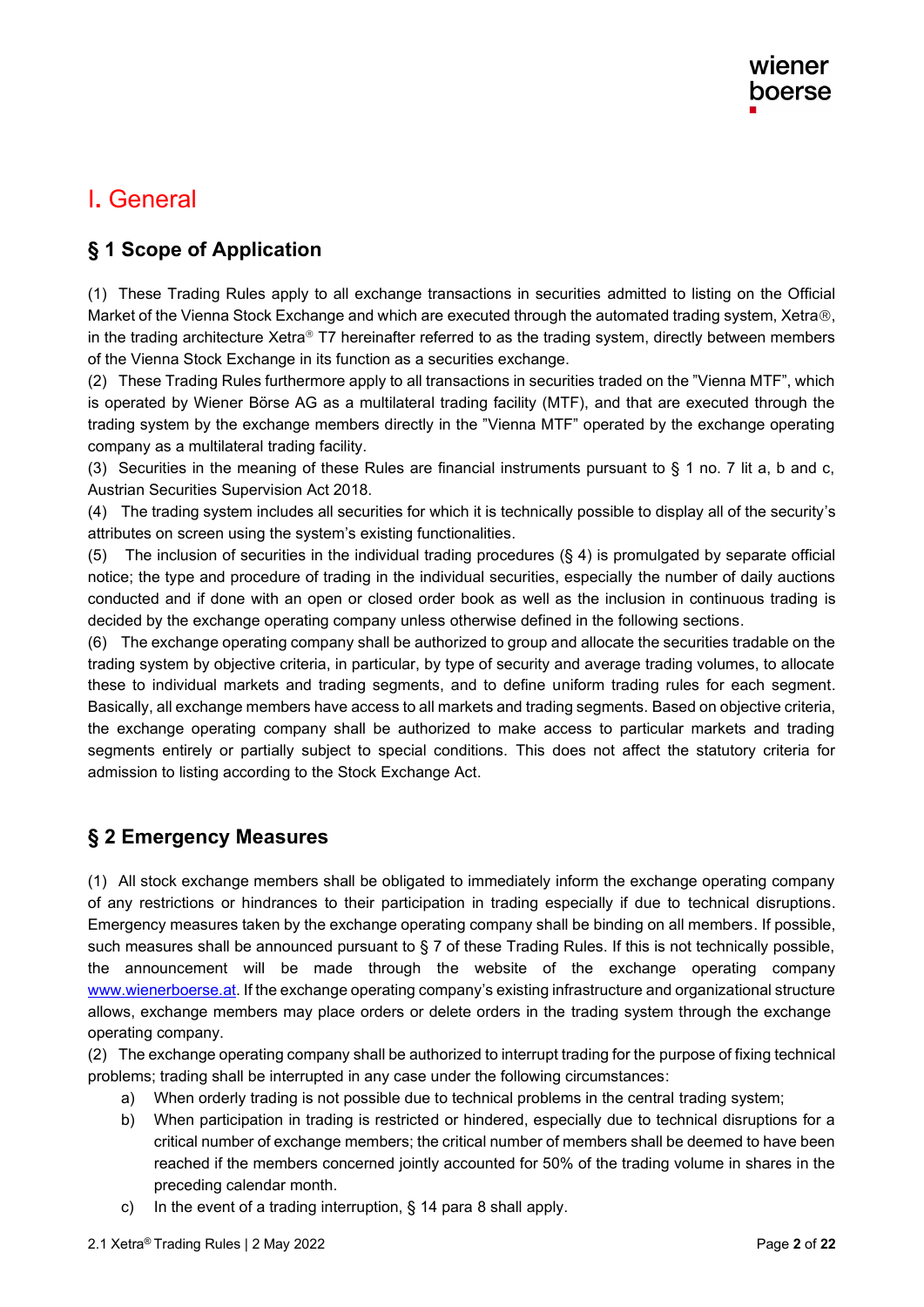# I. General

## § 1 Scope of Application

(1) These Trading Rules apply to all exchange transactions in securities admitted to listing on the Official Market of the Vienna Stock Exchange and which are executed through the automated trading system, Xetra®, in the trading architecture Xetra® T7 hereinafter referred to as the trading system, directly between members of the Vienna Stock Exchange in its function as a securities exchange.

(2) These Trading Rules furthermore apply to all transactions in securities traded on the "Vienna MTF", which is operated by Wiener Börse AG as a multilateral trading facility (MTF), and that are executed through the trading system by the exchange members directly in the "Vienna MTF" operated by the exchange operating company as a multilateral trading facility.

(3) Securities in the meaning of these Rules are financial instruments pursuant to § 1 no. 7 lit a, b and c, Austrian Securities Supervision Act 2018.

(4) The trading system includes all securities for which it is technically possible to display all of the security's attributes on screen using the system's existing functionalities.

(5) The inclusion of securities in the individual trading procedures (§ 4) is promulgated by separate official notice; the type and procedure of trading in the individual securities, especially the number of daily auctions conducted and if done with an open or closed order book as well as the inclusion in continuous trading is decided by the exchange operating company unless otherwise defined in the following sections.

(6) The exchange operating company shall be authorized to group and allocate the securities tradable on the trading system by objective criteria, in particular, by type of security and average trading volumes, to allocate these to individual markets and trading segments, and to define uniform trading rules for each segment. Basically, all exchange members have access to all markets and trading segments. Based on objective criteria, the exchange operating company shall be authorized to make access to particular markets and trading segments entirely or partially subject to special conditions. This does not affect the statutory criteria for admission to listing according to the Stock Exchange Act.

## § 2 Emergency Measures

(1) All stock exchange members shall be obligated to immediately inform the exchange operating company of any restrictions or hindrances to their participation in trading especially if due to technical disruptions. Emergency measures taken by the exchange operating company shall be binding on all members. If possible, such measures shall be announced pursuant to § 7 of these Trading Rules. If this is not technically possible, the announcement will be made through the website of the exchange operating company www.wienerboerse.at. If the exchange operating company's existing infrastructure and organizational structure allows, exchange members may place orders or delete orders in the trading system through the exchange operating company.

(2) The exchange operating company shall be authorized to interrupt trading for the purpose of fixing technical problems; trading shall be interrupted in any case under the following circumstances:

a) When orderly trading is not possible due to technical problems in the central trading system;
b) When participation in trading is restricted or hindered, especially due to technical disruptions for a critical number of exchange members; the critical number of members shall be deemed to have been reached if the members concerned jointly accounted for 50% of the trading volume in shares in the preceding calendar month.
c) In the event of a trading interruption, § 14 para 8 shall apply.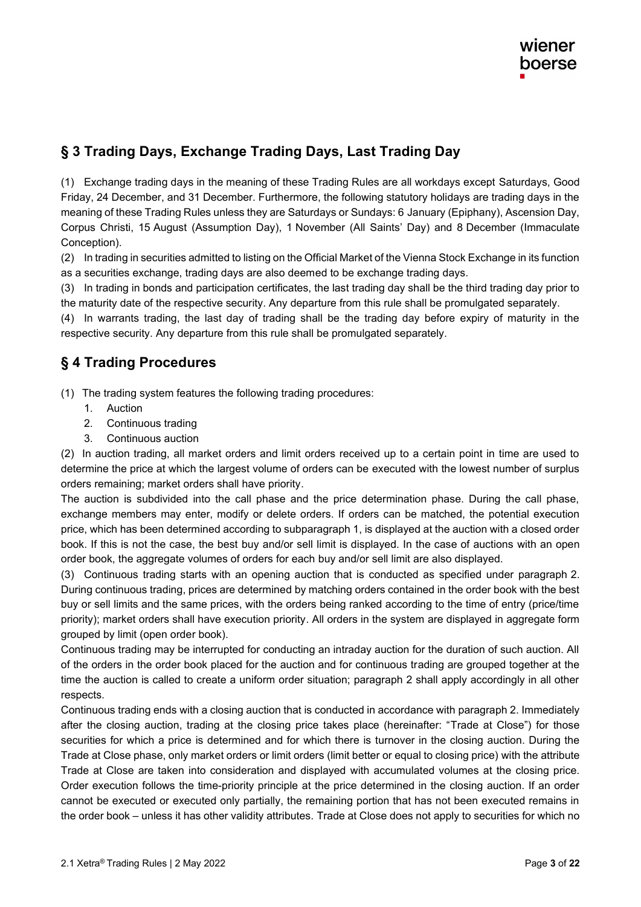## § 3 Trading Days, Exchange Trading Days, Last Trading Day

(1) Exchange trading days in the meaning of these Trading Rules are all workdays except Saturdays, Good Friday, 24 December, and 31 December. Furthermore, the following statutory holidays are trading days in the meaning of these Trading Rules unless they are Saturdays or Sundays: 6 January (Epiphany), Ascension Day, Corpus Christi, 15 August (Assumption Day), 1 November (All Saints' Day) and 8 December (Immaculate Conception).

(2) In trading in securities admitted to listing on the Official Market of the Vienna Stock Exchange in its function as a securities exchange, trading days are also deemed to be exchange trading days.

(3) In trading in bonds and participation certificates, the last trading day shall be the third trading day prior to the maturity date of the respective security. Any departure from this rule shall be promulgated separately.

(4) In warrants trading, the last day of trading shall be the trading day before expiry of maturity in the respective security. Any departure from this rule shall be promulgated separately.

## § 4 Trading Procedures

(1) The trading system features the following trading procedures:

1. Auction
2. Continuous trading
3. Continuous auction

(2) In auction trading, all market orders and limit orders received up to a certain point in time are used to determine the price at which the largest volume of orders can be executed with the lowest number of surplus orders remaining; market orders shall have priority.

The auction is subdivided into the call phase and the price determination phase. During the call phase, exchange members may enter, modify or delete orders. If orders can be matched, the potential execution price, which has been determined according to subparagraph 1, is displayed at the auction with a closed order book. If this is not the case, the best buy and/or sell limit is displayed. In the case of auctions with an open order book, the aggregate volumes of orders for each buy and/or sell limit are also displayed.

(3) Continuous trading starts with an opening auction that is conducted as specified under paragraph 2. During continuous trading, prices are determined by matching orders contained in the order book with the best buy or sell limits and the same prices, with the orders being ranked according to the time of entry (price/time priority); market orders shall have execution priority. All orders in the system are displayed in aggregate form grouped by limit (open order book).

Continuous trading may be interrupted for conducting an intraday auction for the duration of such auction. All of the orders in the order book placed for the auction and for continuous trading are grouped together at the time the auction is called to create a uniform order situation; paragraph 2 shall apply accordingly in all other respects.

Continuous trading ends with a closing auction that is conducted in accordance with paragraph 2. Immediately after the closing auction, trading at the closing price takes place (hereinafter: "Trade at Close") for those securities for which a price is determined and for which there is turnover in the closing auction. During the Trade at Close phase, only market orders or limit orders (limit better or equal to closing price) with the attribute Trade at Close are taken into consideration and displayed with accumulated volumes at the closing price. Order execution follows the time-priority principle at the price determined in the closing auction. If an order cannot be executed or executed only partially, the remaining portion that has not been executed remains in the order book – unless it has other validity attributes. Trade at Close does not apply to securities for which no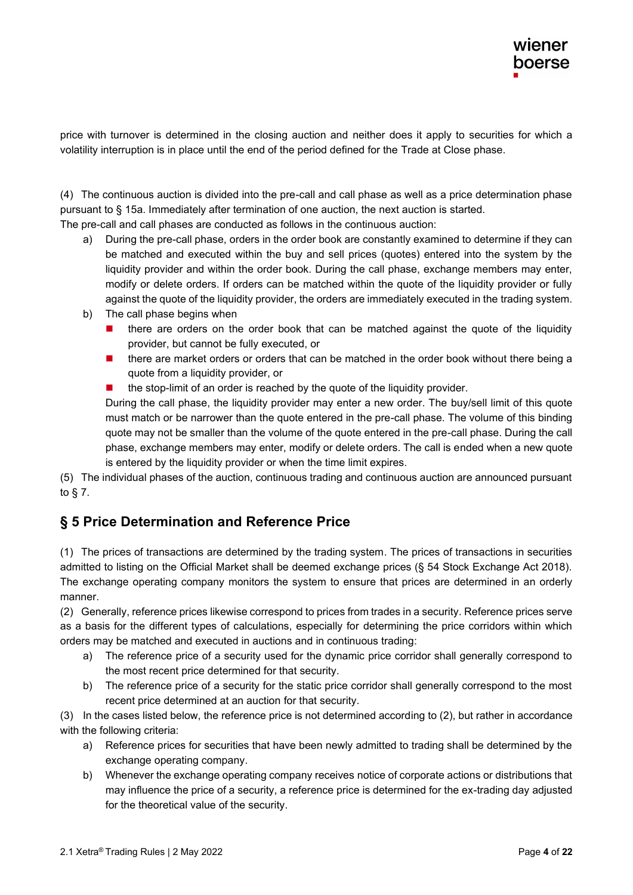price with turnover is determined in the closing auction and neither does it apply to securities for which a volatility interruption is in place until the end of the period defined for the Trade at Close phase.

(4) The continuous auction is divided into the pre-call and call phase as well as a price determination phase pursuant to § 15a. Immediately after termination of one auction, the next auction is started.
The pre-call and call phases are conducted as follows in the continuous auction:

a) During the pre-call phase, orders in the order book are constantly examined to determine if they can be matched and executed within the buy and sell prices (quotes) entered into the system by the liquidity provider and within the order book. During the call phase, exchange members may enter, modify or delete orders. If orders can be matched within the quote of the liquidity provider or fully against the quote of the liquidity provider, the orders are immediately executed in the trading system.
b) The call phase begins when
   - there are orders on the order book that can be matched against the quote of the liquidity provider, but cannot be fully executed, or
   - there are market orders or orders that can be matched in the order book without there being a quote from a liquidity provider, or
   - the stop-limit of an order is reached by the quote of the liquidity provider.

   During the call phase, the liquidity provider may enter a new order. The buy/sell limit of this quote must match or be narrower than the quote entered in the pre-call phase. The volume of this binding quote may not be smaller than the volume of the quote entered in the pre-call phase. During the call phase, exchange members may enter, modify or delete orders. The call is ended when a new quote is entered by the liquidity provider or when the time limit expires.

(5) The individual phases of the auction, continuous trading and continuous auction are announced pursuant to § 7.

## § 5 Price Determination and Reference Price

(1) The prices of transactions are determined by the trading system. The prices of transactions in securities admitted to listing on the Official Market shall be deemed exchange prices (§ 54 Stock Exchange Act 2018). The exchange operating company monitors the system to ensure that prices are determined in an orderly manner.

(2) Generally, reference prices likewise correspond to prices from trades in a security. Reference prices serve as a basis for the different types of calculations, especially for determining the price corridors within which orders may be matched and executed in auctions and in continuous trading:

a) The reference price of a security used for the dynamic price corridor shall generally correspond to the most recent price determined for that security.
b) The reference price of a security for the static price corridor shall generally correspond to the most recent price determined at an auction for that security.

(3) In the cases listed below, the reference price is not determined according to (2), but rather in accordance with the following criteria:

a) Reference prices for securities that have been newly admitted to trading shall be determined by the exchange operating company.
b) Whenever the exchange operating company receives notice of corporate actions or distributions that may influence the price of a security, a reference price is determined for the ex-trading day adjusted for the theoretical value of the security.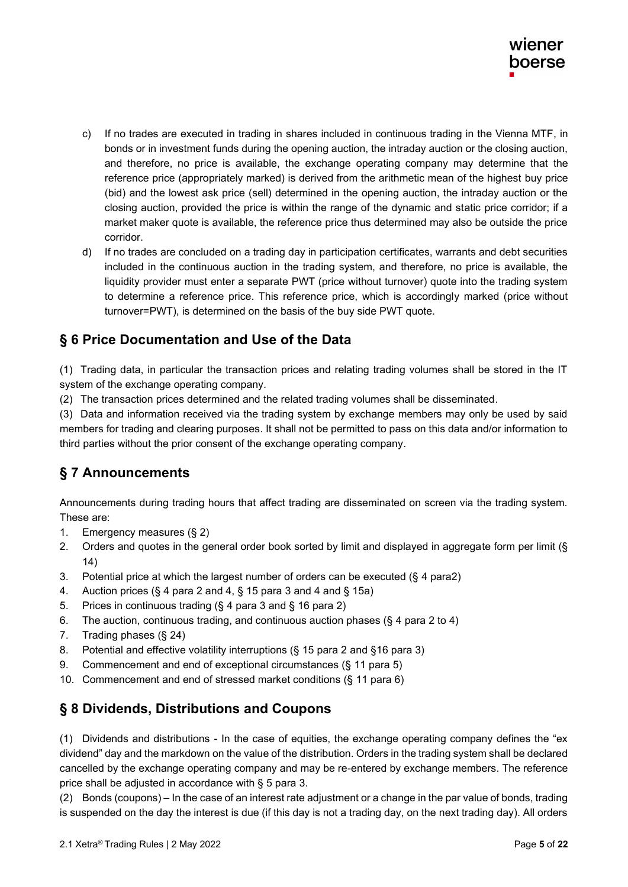c) If no trades are executed in trading in shares included in continuous trading in the Vienna MTF, in bonds or in investment funds during the opening auction, the intraday auction or the closing auction, and therefore, no price is available, the exchange operating company may determine that the reference price (appropriately marked) is derived from the arithmetic mean of the highest buy price (bid) and the lowest ask price (sell) determined in the opening auction, the intraday auction or the closing auction, provided the price is within the range of the dynamic and static price corridor; if a market maker quote is available, the reference price thus determined may also be outside the price corridor.

d) If no trades are concluded on a trading day in participation certificates, warrants and debt securities included in the continuous auction in the trading system, and therefore, no price is available, the liquidity provider must enter a separate PWT (price without turnover) quote into the trading system to determine a reference price. This reference price, which is accordingly marked (price without turnover=PWT), is determined on the basis of the buy side PWT quote.

## § 6 Price Documentation and Use of the Data

(1) Trading data, in particular the transaction prices and relating trading volumes shall be stored in the IT system of the exchange operating company.

(2) The transaction prices determined and the related trading volumes shall be disseminated.

(3) Data and information received via the trading system by exchange members may only be used by said members for trading and clearing purposes. It shall not be permitted to pass on this data and/or information to third parties without the prior consent of the exchange operating company.

## § 7 Announcements

Announcements during trading hours that affect trading are disseminated on screen via the trading system. These are:

1. Emergency measures (§ 2)
2. Orders and quotes in the general order book sorted by limit and displayed in aggregate form per limit (§ 14)
3. Potential price at which the largest number of orders can be executed (§ 4 para2)
4. Auction prices (§ 4 para 2 and 4, § 15 para 3 and 4 and § 15a)
5. Prices in continuous trading (§ 4 para 3 and § 16 para 2)
6. The auction, continuous trading, and continuous auction phases (§ 4 para 2 to 4)
7. Trading phases (§ 24)
8. Potential and effective volatility interruptions (§ 15 para 2 and §16 para 3)
9. Commencement and end of exceptional circumstances (§ 11 para 5)
10. Commencement and end of stressed market conditions (§ 11 para 6)

## § 8 Dividends, Distributions and Coupons

(1) Dividends and distributions - In the case of equities, the exchange operating company defines the "ex dividend" day and the markdown on the value of the distribution. Orders in the trading system shall be declared cancelled by the exchange operating company and may be re-entered by exchange members. The reference price shall be adjusted in accordance with § 5 para 3.

(2) Bonds (coupons) – In the case of an interest rate adjustment or a change in the par value of bonds, trading is suspended on the day the interest is due (if this day is not a trading day, on the next trading day). All orders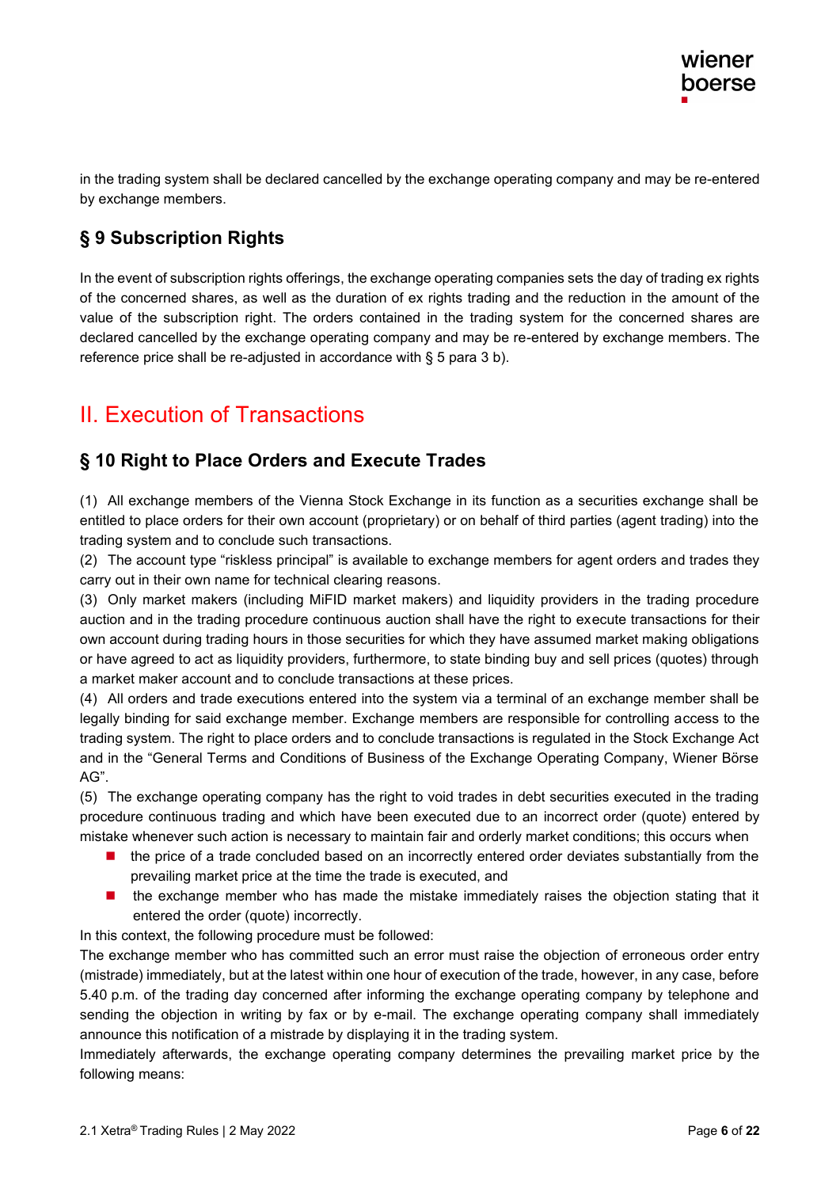in the trading system shall be declared cancelled by the exchange operating company and may be re-entered by exchange members.

## § 9 Subscription Rights

In the event of subscription rights offerings, the exchange operating companies sets the day of trading ex rights of the concerned shares, as well as the duration of ex rights trading and the reduction in the amount of the value of the subscription right. The orders contained in the trading system for the concerned shares are declared cancelled by the exchange operating company and may be re-entered by exchange members. The reference price shall be re-adjusted in accordance with § 5 para 3 b).

# II. Execution of Transactions

## § 10 Right to Place Orders and Execute Trades

(1) All exchange members of the Vienna Stock Exchange in its function as a securities exchange shall be entitled to place orders for their own account (proprietary) or on behalf of third parties (agent trading) into the trading system and to conclude such transactions.

(2) The account type "riskless principal" is available to exchange members for agent orders and trades they carry out in their own name for technical clearing reasons.

(3) Only market makers (including MiFID market makers) and liquidity providers in the trading procedure auction and in the trading procedure continuous auction shall have the right to execute transactions for their own account during trading hours in those securities for which they have assumed market making obligations or have agreed to act as liquidity providers, furthermore, to state binding buy and sell prices (quotes) through a market maker account and to conclude transactions at these prices.

(4) All orders and trade executions entered into the system via a terminal of an exchange member shall be legally binding for said exchange member. Exchange members are responsible for controlling access to the trading system. The right to place orders and to conclude transactions is regulated in the Stock Exchange Act and in the "General Terms and Conditions of Business of the Exchange Operating Company, Wiener Börse AG".

(5) The exchange operating company has the right to void trades in debt securities executed in the trading procedure continuous trading and which have been executed due to an incorrect order (quote) entered by mistake whenever such action is necessary to maintain fair and orderly market conditions; this occurs when

- the price of a trade concluded based on an incorrectly entered order deviates substantially from the prevailing market price at the time the trade is executed, and
- the exchange member who has made the mistake immediately raises the objection stating that it entered the order (quote) incorrectly.

In this context, the following procedure must be followed:

The exchange member who has committed such an error must raise the objection of erroneous order entry (mistrade) immediately, but at the latest within one hour of execution of the trade, however, in any case, before 5.40 p.m. of the trading day concerned after informing the exchange operating company by telephone and sending the objection in writing by fax or by e-mail. The exchange operating company shall immediately announce this notification of a mistrade by displaying it in the trading system.

Immediately afterwards, the exchange operating company determines the prevailing market price by the following means: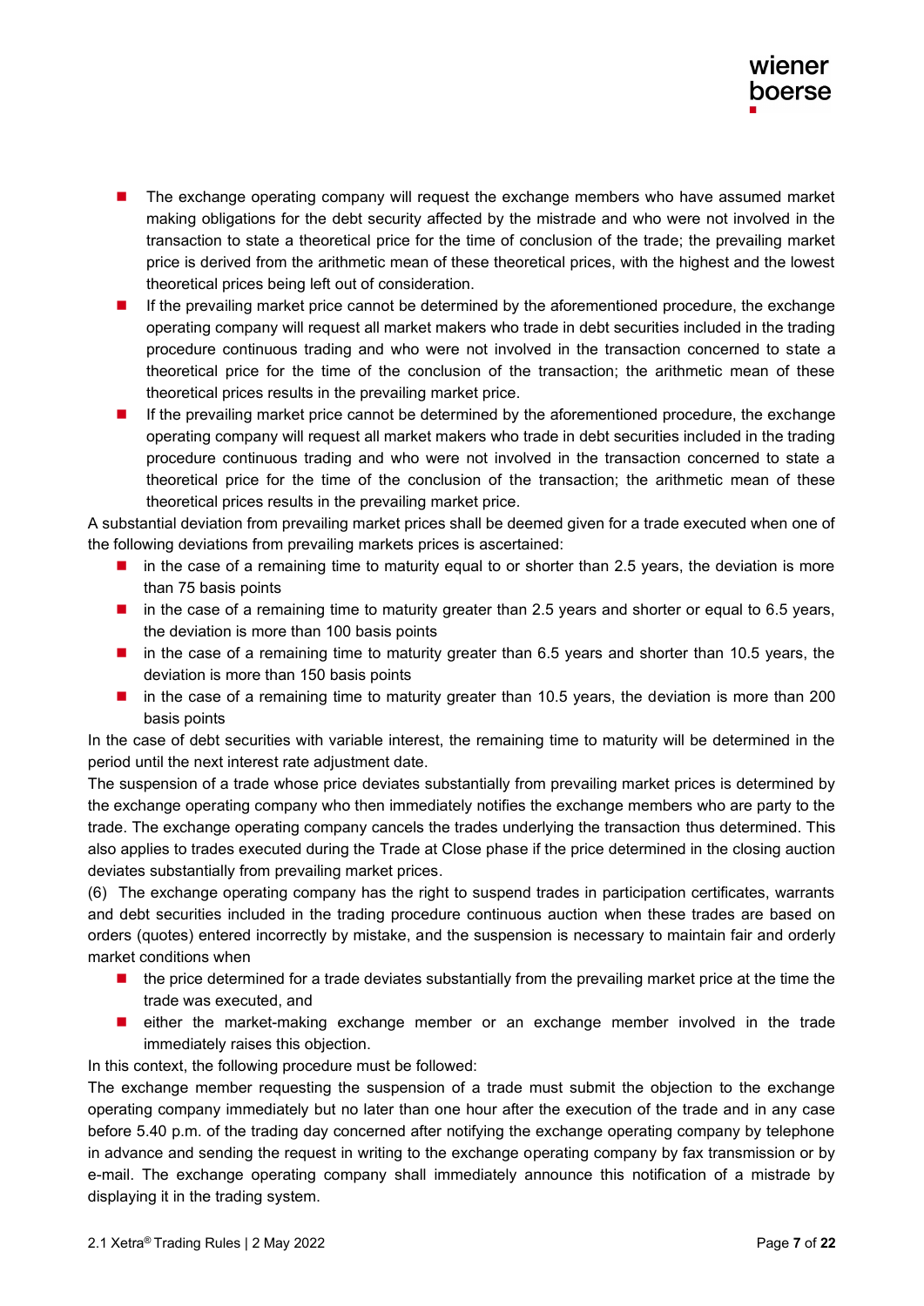- The exchange operating company will request the exchange members who have assumed market making obligations for the debt security affected by the mistrade and who were not involved in the transaction to state a theoretical price for the time of conclusion of the trade; the prevailing market price is derived from the arithmetic mean of these theoretical prices, with the highest and the lowest theoretical prices being left out of consideration.
- If the prevailing market price cannot be determined by the aforementioned procedure, the exchange operating company will request all market makers who trade in debt securities included in the trading procedure continuous trading and who were not involved in the transaction concerned to state a theoretical price for the time of the conclusion of the transaction; the arithmetic mean of these theoretical prices results in the prevailing market price.
- If the prevailing market price cannot be determined by the aforementioned procedure, the exchange operating company will request all market makers who trade in debt securities included in the trading procedure continuous trading and who were not involved in the transaction concerned to state a theoretical price for the time of the conclusion of the transaction; the arithmetic mean of these theoretical prices results in the prevailing market price.

A substantial deviation from prevailing market prices shall be deemed given for a trade executed when one of the following deviations from prevailing markets prices is ascertained:

- in the case of a remaining time to maturity equal to or shorter than 2.5 years, the deviation is more than 75 basis points
- in the case of a remaining time to maturity greater than 2.5 years and shorter or equal to 6.5 years, the deviation is more than 100 basis points
- in the case of a remaining time to maturity greater than 6.5 years and shorter than 10.5 years, the deviation is more than 150 basis points
- in the case of a remaining time to maturity greater than 10.5 years, the deviation is more than 200 basis points

In the case of debt securities with variable interest, the remaining time to maturity will be determined in the period until the next interest rate adjustment date.

The suspension of a trade whose price deviates substantially from prevailing market prices is determined by the exchange operating company who then immediately notifies the exchange members who are party to the trade. The exchange operating company cancels the trades underlying the transaction thus determined. This also applies to trades executed during the Trade at Close phase if the price determined in the closing auction deviates substantially from prevailing market prices.

(6) The exchange operating company has the right to suspend trades in participation certificates, warrants and debt securities included in the trading procedure continuous auction when these trades are based on orders (quotes) entered incorrectly by mistake, and the suspension is necessary to maintain fair and orderly market conditions when

- the price determined for a trade deviates substantially from the prevailing market price at the time the trade was executed, and
- either the market-making exchange member or an exchange member involved in the trade immediately raises this objection.

In this context, the following procedure must be followed:

The exchange member requesting the suspension of a trade must submit the objection to the exchange operating company immediately but no later than one hour after the execution of the trade and in any case before 5.40 p.m. of the trading day concerned after notifying the exchange operating company by telephone in advance and sending the request in writing to the exchange operating company by fax transmission or by e-mail. The exchange operating company shall immediately announce this notification of a mistrade by displaying it in the trading system.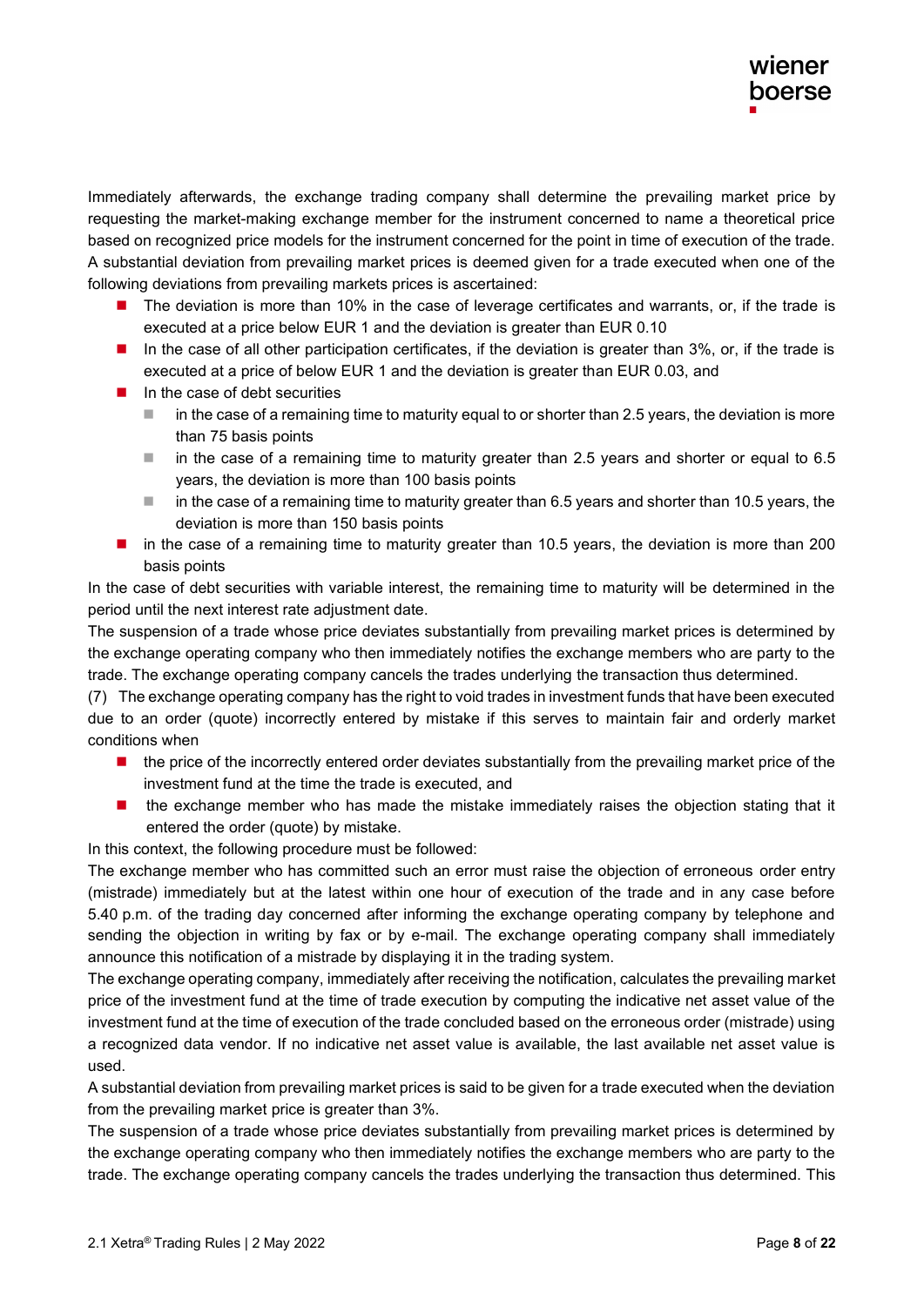Immediately afterwards, the exchange trading company shall determine the prevailing market price by requesting the market-making exchange member for the instrument concerned to name a theoretical price based on recognized price models for the instrument concerned for the point in time of execution of the trade. A substantial deviation from prevailing market prices is deemed given for a trade executed when one of the following deviations from prevailing markets prices is ascertained:

- The deviation is more than 10% in the case of leverage certificates and warrants, or, if the trade is executed at a price below EUR 1 and the deviation is greater than EUR 0.10
- In the case of all other participation certificates, if the deviation is greater than 3%, or, if the trade is executed at a price of below EUR 1 and the deviation is greater than EUR 0.03, and
- In the case of debt securities
  - in the case of a remaining time to maturity equal to or shorter than 2.5 years, the deviation is more than 75 basis points
  - in the case of a remaining time to maturity greater than 2.5 years and shorter or equal to 6.5 years, the deviation is more than 100 basis points
  - in the case of a remaining time to maturity greater than 6.5 years and shorter than 10.5 years, the deviation is more than 150 basis points
- in the case of a remaining time to maturity greater than 10.5 years, the deviation is more than 200 basis points

In the case of debt securities with variable interest, the remaining time to maturity will be determined in the period until the next interest rate adjustment date.

The suspension of a trade whose price deviates substantially from prevailing market prices is determined by the exchange operating company who then immediately notifies the exchange members who are party to the trade. The exchange operating company cancels the trades underlying the transaction thus determined.

(7) The exchange operating company has the right to void trades in investment funds that have been executed due to an order (quote) incorrectly entered by mistake if this serves to maintain fair and orderly market conditions when

- the price of the incorrectly entered order deviates substantially from the prevailing market price of the investment fund at the time the trade is executed, and
- the exchange member who has made the mistake immediately raises the objection stating that it entered the order (quote) by mistake.

In this context, the following procedure must be followed:

The exchange member who has committed such an error must raise the objection of erroneous order entry (mistrade) immediately but at the latest within one hour of execution of the trade and in any case before 5.40 p.m. of the trading day concerned after informing the exchange operating company by telephone and sending the objection in writing by fax or by e-mail. The exchange operating company shall immediately announce this notification of a mistrade by displaying it in the trading system.

The exchange operating company, immediately after receiving the notification, calculates the prevailing market price of the investment fund at the time of trade execution by computing the indicative net asset value of the investment fund at the time of execution of the trade concluded based on the erroneous order (mistrade) using a recognized data vendor. If no indicative net asset value is available, the last available net asset value is used.

A substantial deviation from prevailing market prices is said to be given for a trade executed when the deviation from the prevailing market price is greater than 3%.

The suspension of a trade whose price deviates substantially from prevailing market prices is determined by the exchange operating company who then immediately notifies the exchange members who are party to the trade. The exchange operating company cancels the trades underlying the transaction thus determined. This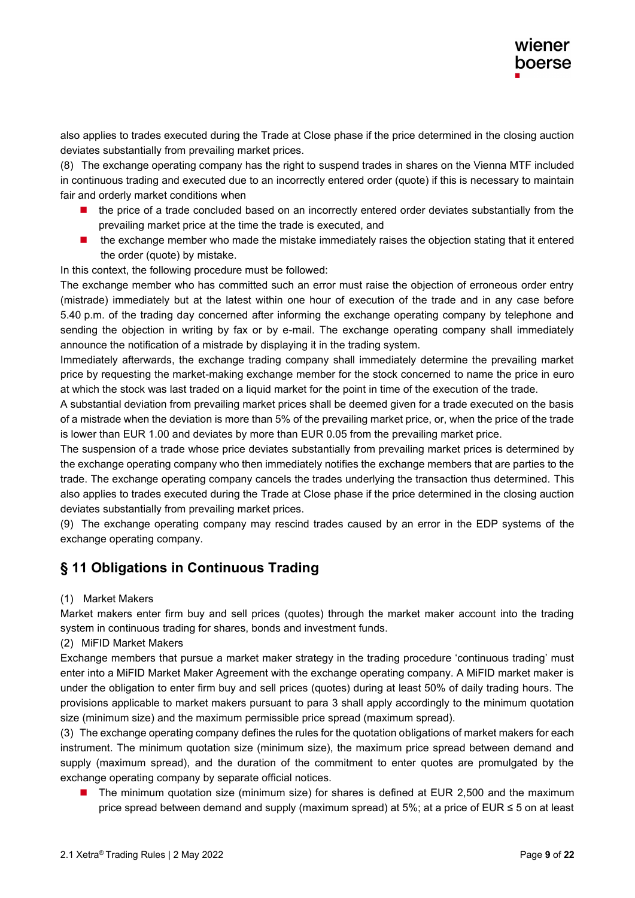also applies to trades executed during the Trade at Close phase if the price determined in the closing auction deviates substantially from prevailing market prices.

(8) The exchange operating company has the right to suspend trades in shares on the Vienna MTF included in continuous trading and executed due to an incorrectly entered order (quote) if this is necessary to maintain fair and orderly market conditions when

- the price of a trade concluded based on an incorrectly entered order deviates substantially from the prevailing market price at the time the trade is executed, and
- the exchange member who made the mistake immediately raises the objection stating that it entered the order (quote) by mistake.

In this context, the following procedure must be followed:

The exchange member who has committed such an error must raise the objection of erroneous order entry (mistrade) immediately but at the latest within one hour of execution of the trade and in any case before 5.40 p.m. of the trading day concerned after informing the exchange operating company by telephone and sending the objection in writing by fax or by e-mail. The exchange operating company shall immediately announce the notification of a mistrade by displaying it in the trading system.

Immediately afterwards, the exchange trading company shall immediately determine the prevailing market price by requesting the market-making exchange member for the stock concerned to name the price in euro at which the stock was last traded on a liquid market for the point in time of the execution of the trade.

A substantial deviation from prevailing market prices shall be deemed given for a trade executed on the basis of a mistrade when the deviation is more than 5% of the prevailing market price, or, when the price of the trade is lower than EUR 1.00 and deviates by more than EUR 0.05 from the prevailing market price.

The suspension of a trade whose price deviates substantially from prevailing market prices is determined by the exchange operating company who then immediately notifies the exchange members that are parties to the trade. The exchange operating company cancels the trades underlying the transaction thus determined. This also applies to trades executed during the Trade at Close phase if the price determined in the closing auction deviates substantially from prevailing market prices.

(9) The exchange operating company may rescind trades caused by an error in the EDP systems of the exchange operating company.

## § 11 Obligations in Continuous Trading

(1) Market Makers

Market makers enter firm buy and sell prices (quotes) through the market maker account into the trading system in continuous trading for shares, bonds and investment funds.

(2) MiFID Market Makers

Exchange members that pursue a market maker strategy in the trading procedure 'continuous trading' must enter into a MiFID Market Maker Agreement with the exchange operating company. A MiFID market maker is under the obligation to enter firm buy and sell prices (quotes) during at least 50% of daily trading hours. The provisions applicable to market makers pursuant to para 3 shall apply accordingly to the minimum quotation size (minimum size) and the maximum permissible price spread (maximum spread).

(3) The exchange operating company defines the rules for the quotation obligations of market makers for each instrument. The minimum quotation size (minimum size), the maximum price spread between demand and supply (maximum spread), and the duration of the commitment to enter quotes are promulgated by the exchange operating company by separate official notices.

- The minimum quotation size (minimum size) for shares is defined at EUR 2,500 and the maximum price spread between demand and supply (maximum spread) at 5%; at a price of EUR ≤ 5 on at least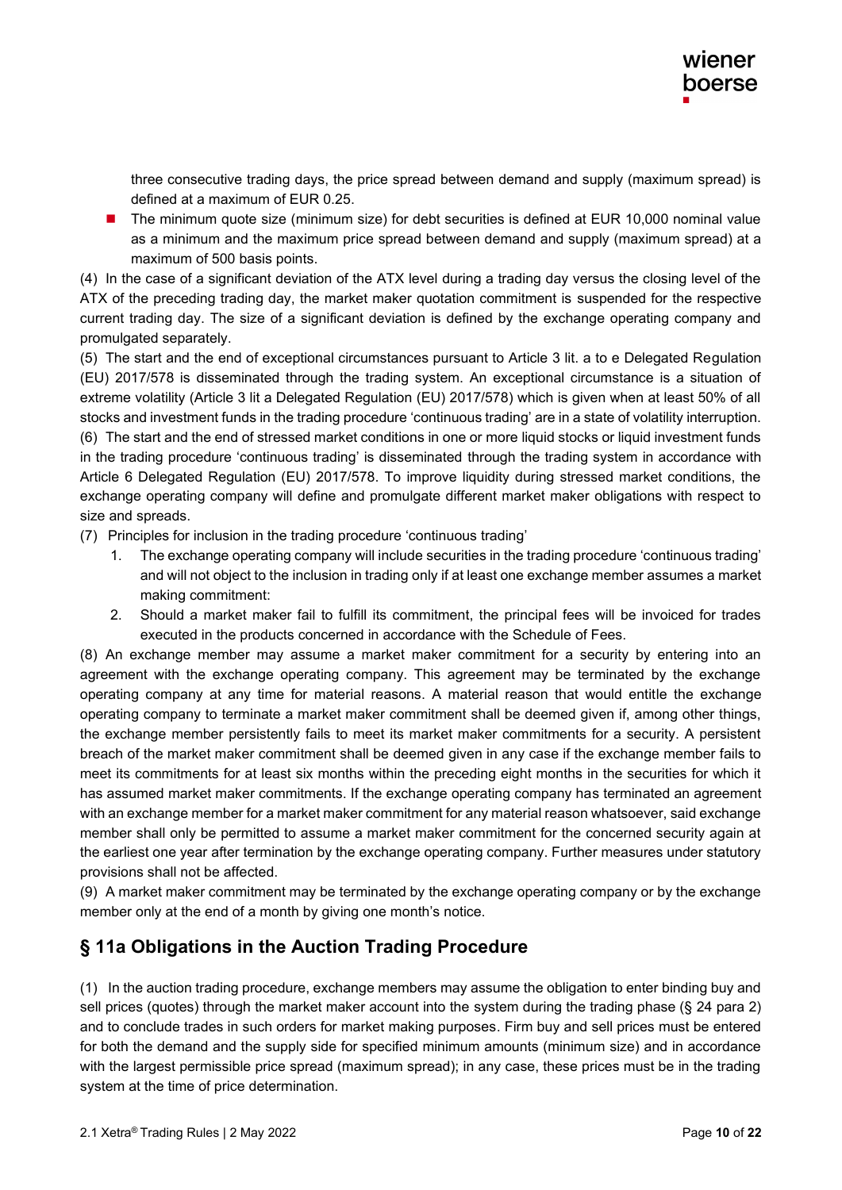three consecutive trading days, the price spread between demand and supply (maximum spread) is defined at a maximum of EUR 0.25.

- The minimum quote size (minimum size) for debt securities is defined at EUR 10,000 nominal value as a minimum and the maximum price spread between demand and supply (maximum spread) at a maximum of 500 basis points.

(4) In the case of a significant deviation of the ATX level during a trading day versus the closing level of the ATX of the preceding trading day, the market maker quotation commitment is suspended for the respective current trading day. The size of a significant deviation is defined by the exchange operating company and promulgated separately.

(5) The start and the end of exceptional circumstances pursuant to Article 3 lit. a to e Delegated Regulation (EU) 2017/578 is disseminated through the trading system. An exceptional circumstance is a situation of extreme volatility (Article 3 lit a Delegated Regulation (EU) 2017/578) which is given when at least 50% of all stocks and investment funds in the trading procedure 'continuous trading' are in a state of volatility interruption.

(6) The start and the end of stressed market conditions in one or more liquid stocks or liquid investment funds in the trading procedure 'continuous trading' is disseminated through the trading system in accordance with Article 6 Delegated Regulation (EU) 2017/578. To improve liquidity during stressed market conditions, the exchange operating company will define and promulgate different market maker obligations with respect to size and spreads.

(7) Principles for inclusion in the trading procedure 'continuous trading'

1. The exchange operating company will include securities in the trading procedure 'continuous trading' and will not object to the inclusion in trading only if at least one exchange member assumes a market making commitment:
2. Should a market maker fail to fulfill its commitment, the principal fees will be invoiced for trades executed in the products concerned in accordance with the Schedule of Fees.

(8) An exchange member may assume a market maker commitment for a security by entering into an agreement with the exchange operating company. This agreement may be terminated by the exchange operating company at any time for material reasons. A material reason that would entitle the exchange operating company to terminate a market maker commitment shall be deemed given if, among other things, the exchange member persistently fails to meet its market maker commitments for a security. A persistent breach of the market maker commitment shall be deemed given in any case if the exchange member fails to meet its commitments for at least six months within the preceding eight months in the securities for which it has assumed market maker commitments. If the exchange operating company has terminated an agreement with an exchange member for a market maker commitment for any material reason whatsoever, said exchange member shall only be permitted to assume a market maker commitment for the concerned security again at the earliest one year after termination by the exchange operating company. Further measures under statutory provisions shall not be affected.

(9) A market maker commitment may be terminated by the exchange operating company or by the exchange member only at the end of a month by giving one month's notice.

## § 11a Obligations in the Auction Trading Procedure

(1) In the auction trading procedure, exchange members may assume the obligation to enter binding buy and sell prices (quotes) through the market maker account into the system during the trading phase (§ 24 para 2) and to conclude trades in such orders for market making purposes. Firm buy and sell prices must be entered for both the demand and the supply side for specified minimum amounts (minimum size) and in accordance with the largest permissible price spread (maximum spread); in any case, these prices must be in the trading system at the time of price determination.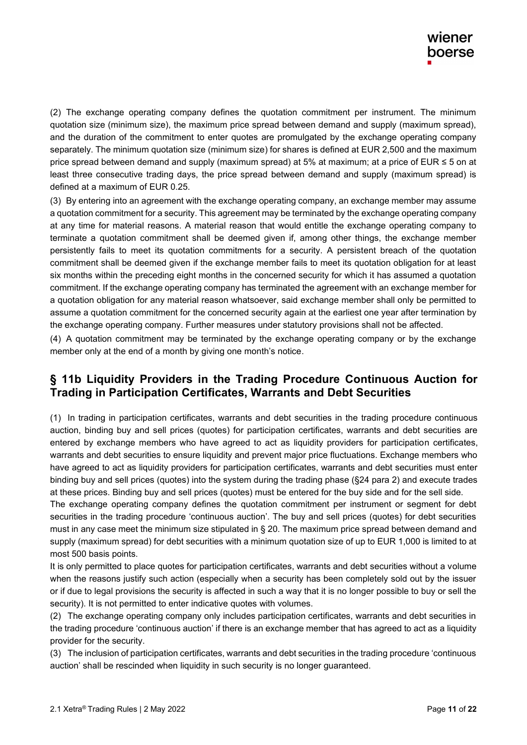(2) The exchange operating company defines the quotation commitment per instrument. The minimum quotation size (minimum size), the maximum price spread between demand and supply (maximum spread), and the duration of the commitment to enter quotes are promulgated by the exchange operating company separately. The minimum quotation size (minimum size) for shares is defined at EUR 2,500 and the maximum price spread between demand and supply (maximum spread) at 5% at maximum; at a price of EUR ≤ 5 on at least three consecutive trading days, the price spread between demand and supply (maximum spread) is defined at a maximum of EUR 0.25.

(3) By entering into an agreement with the exchange operating company, an exchange member may assume a quotation commitment for a security. This agreement may be terminated by the exchange operating company at any time for material reasons. A material reason that would entitle the exchange operating company to terminate a quotation commitment shall be deemed given if, among other things, the exchange member persistently fails to meet its quotation commitments for a security. A persistent breach of the quotation commitment shall be deemed given if the exchange member fails to meet its quotation obligation for at least six months within the preceding eight months in the concerned security for which it has assumed a quotation commitment. If the exchange operating company has terminated the agreement with an exchange member for a quotation obligation for any material reason whatsoever, said exchange member shall only be permitted to assume a quotation commitment for the concerned security again at the earliest one year after termination by the exchange operating company. Further measures under statutory provisions shall not be affected.

(4) A quotation commitment may be terminated by the exchange operating company or by the exchange member only at the end of a month by giving one month's notice.

## § 11b Liquidity Providers in the Trading Procedure Continuous Auction for Trading in Participation Certificates, Warrants and Debt Securities

(1) In trading in participation certificates, warrants and debt securities in the trading procedure continuous auction, binding buy and sell prices (quotes) for participation certificates, warrants and debt securities are entered by exchange members who have agreed to act as liquidity providers for participation certificates, warrants and debt securities to ensure liquidity and prevent major price fluctuations. Exchange members who have agreed to act as liquidity providers for participation certificates, warrants and debt securities must enter binding buy and sell prices (quotes) into the system during the trading phase (§24 para 2) and execute trades at these prices. Binding buy and sell prices (quotes) must be entered for the buy side and for the sell side.

The exchange operating company defines the quotation commitment per instrument or segment for debt securities in the trading procedure 'continuous auction'. The buy and sell prices (quotes) for debt securities must in any case meet the minimum size stipulated in § 20. The maximum price spread between demand and supply (maximum spread) for debt securities with a minimum quotation size of up to EUR 1,000 is limited to at most 500 basis points.

It is only permitted to place quotes for participation certificates, warrants and debt securities without a volume when the reasons justify such action (especially when a security has been completely sold out by the issuer or if due to legal provisions the security is affected in such a way that it is no longer possible to buy or sell the security). It is not permitted to enter indicative quotes with volumes.

(2) The exchange operating company only includes participation certificates, warrants and debt securities in the trading procedure 'continuous auction' if there is an exchange member that has agreed to act as a liquidity provider for the security.

(3) The inclusion of participation certificates, warrants and debt securities in the trading procedure 'continuous auction' shall be rescinded when liquidity in such security is no longer guaranteed.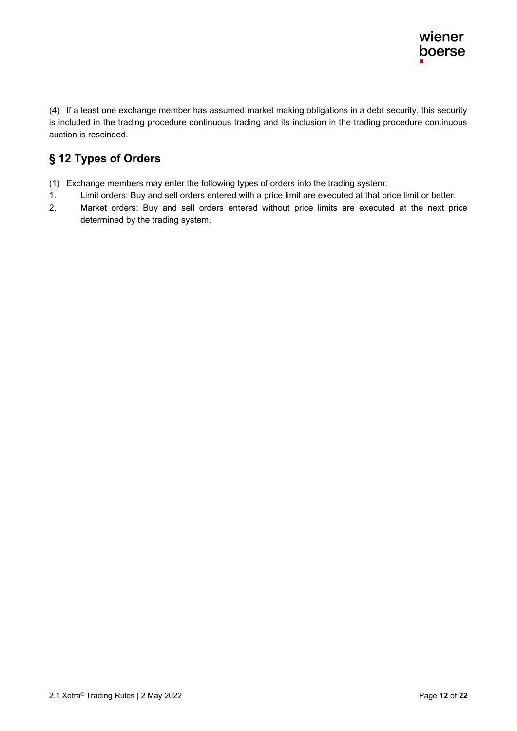(4) If a least one exchange member has assumed market making obligations in a debt security, this security is included in the trading procedure continuous trading and its inclusion in the trading procedure continuous auction is rescinded.

## § 12 Types of Orders

(1) Exchange members may enter the following types of orders into the trading system:

1. Limit orders: Buy and sell orders entered with a price limit are executed at that price limit or better.
2. Market orders: Buy and sell orders entered without price limits are executed at the next price determined by the trading system.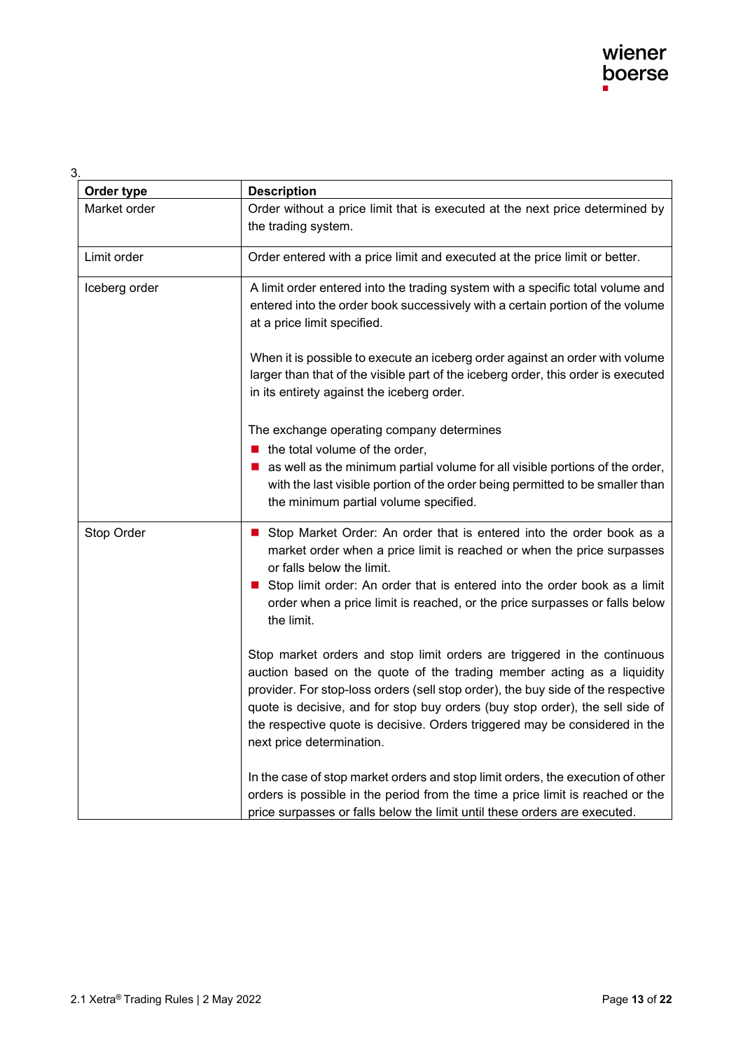3.

| Order type | Description |
|---|---|
| Market order | Order without a price limit that is executed at the next price determined by the trading system. |
| Limit order | Order entered with a price limit and executed at the price limit or better. |
| Iceberg order | A limit order entered into the trading system with a specific total volume and entered into the order book successively with a certain portion of the volume at a price limit specified.<br><br>When it is possible to execute an iceberg order against an order with volume larger than that of the visible part of the iceberg order, this order is executed in its entirety against the iceberg order.<br><br>The exchange operating company determines<br>■ the total volume of the order,<br>■ as well as the minimum partial volume for all visible portions of the order, with the last visible portion of the order being permitted to be smaller than the minimum partial volume specified. |
| Stop Order | ■ Stop Market Order: An order that is entered into the order book as a market order when a price limit is reached or when the price surpasses or falls below the limit.<br>■ Stop limit order: An order that is entered into the order book as a limit order when a price limit is reached, or the price surpasses or falls below the limit.<br><br>Stop market orders and stop limit orders are triggered in the continuous auction based on the quote of the trading member acting as a liquidity provider. For stop-loss orders (sell stop order), the buy side of the respective quote is decisive, and for stop buy orders (buy stop order), the sell side of the respective quote is decisive. Orders triggered may be considered in the next price determination.<br><br>In the case of stop market orders and stop limit orders, the execution of other orders is possible in the period from the time a price limit is reached or the price surpasses or falls below the limit until these orders are executed. |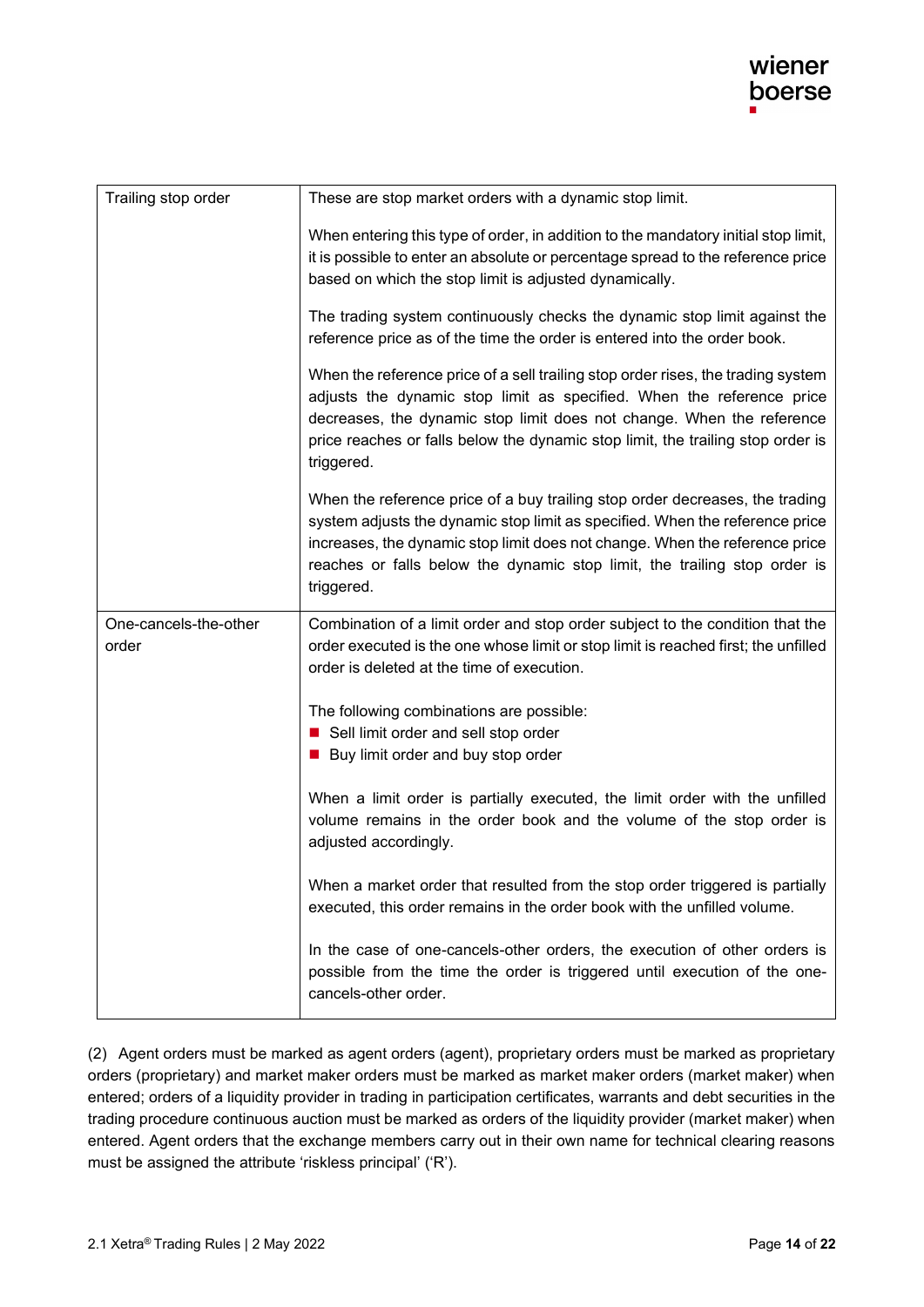| | |
|---|---|
| Trailing stop order | These are stop market orders with a dynamic stop limit.<br><br>When entering this type of order, in addition to the mandatory initial stop limit, it is possible to enter an absolute or percentage spread to the reference price based on which the stop limit is adjusted dynamically.<br><br>The trading system continuously checks the dynamic stop limit against the reference price as of the time the order is entered into the order book.<br><br>When the reference price of a sell trailing stop order rises, the trading system adjusts the dynamic stop limit as specified. When the reference price decreases, the dynamic stop limit does not change. When the reference price reaches or falls below the dynamic stop limit, the trailing stop order is triggered.<br><br>When the reference price of a buy trailing stop order decreases, the trading system adjusts the dynamic stop limit as specified. When the reference price increases, the dynamic stop limit does not change. When the reference price reaches or falls below the dynamic stop limit, the trailing stop order is triggered. |
| One-cancels-the-other order | Combination of a limit order and stop order subject to the condition that the order executed is the one whose limit or stop limit is reached first; the unfilled order is deleted at the time of execution.<br><br>The following combinations are possible:<br>■ Sell limit order and sell stop order<br>■ Buy limit order and buy stop order<br><br>When a limit order is partially executed, the limit order with the unfilled volume remains in the order book and the volume of the stop order is adjusted accordingly.<br><br>When a market order that resulted from the stop order triggered is partially executed, this order remains in the order book with the unfilled volume.<br><br>In the case of one-cancels-other orders, the execution of other orders is possible from the time the order is triggered until execution of the one-cancels-other order. |

(2) Agent orders must be marked as agent orders (agent), proprietary orders must be marked as proprietary orders (proprietary) and market maker orders must be marked as market maker orders (market maker) when entered; orders of a liquidity provider in trading in participation certificates, warrants and debt securities in the trading procedure continuous auction must be marked as orders of the liquidity provider (market maker) when entered. Agent orders that the exchange members carry out in their own name for technical clearing reasons must be assigned the attribute 'riskless principal' ('R').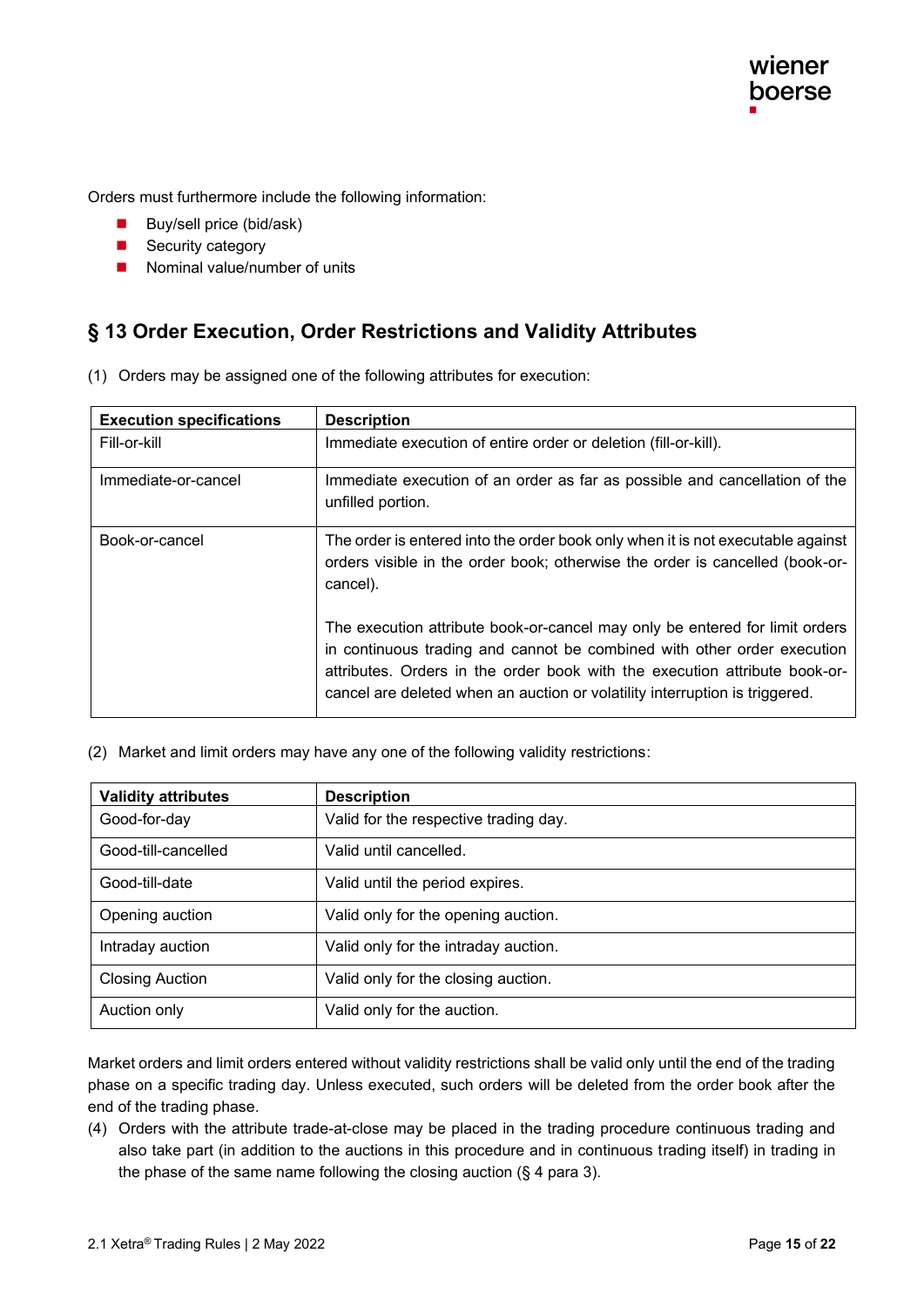Orders must furthermore include the following information:

- Buy/sell price (bid/ask)
- Security category
- Nominal value/number of units

## § 13 Order Execution, Order Restrictions and Validity Attributes

(1) Orders may be assigned one of the following attributes for execution:

| Execution specifications | Description |
|---|---|
| Fill-or-kill | Immediate execution of entire order or deletion (fill-or-kill). |
| Immediate-or-cancel | Immediate execution of an order as far as possible and cancellation of the unfilled portion. |
| Book-or-cancel | The order is entered into the order book only when it is not executable against orders visible in the order book; otherwise the order is cancelled (book-or-cancel).<br><br>The execution attribute book-or-cancel may only be entered for limit orders in continuous trading and cannot be combined with other order execution attributes. Orders in the order book with the execution attribute book-or-cancel are deleted when an auction or volatility interruption is triggered. |

(2) Market and limit orders may have any one of the following validity restrictions:

| Validity attributes | Description |
|---|---|
| Good-for-day | Valid for the respective trading day. |
| Good-till-cancelled | Valid until cancelled. |
| Good-till-date | Valid until the period expires. |
| Opening auction | Valid only for the opening auction. |
| Intraday auction | Valid only for the intraday auction. |
| Closing Auction | Valid only for the closing auction. |
| Auction only | Valid only for the auction. |

Market orders and limit orders entered without validity restrictions shall be valid only until the end of the trading phase on a specific trading day. Unless executed, such orders will be deleted from the order book after the end of the trading phase.

(4) Orders with the attribute trade-at-close may be placed in the trading procedure continuous trading and also take part (in addition to the auctions in this procedure and in continuous trading itself) in trading in the phase of the same name following the closing auction (§ 4 para 3).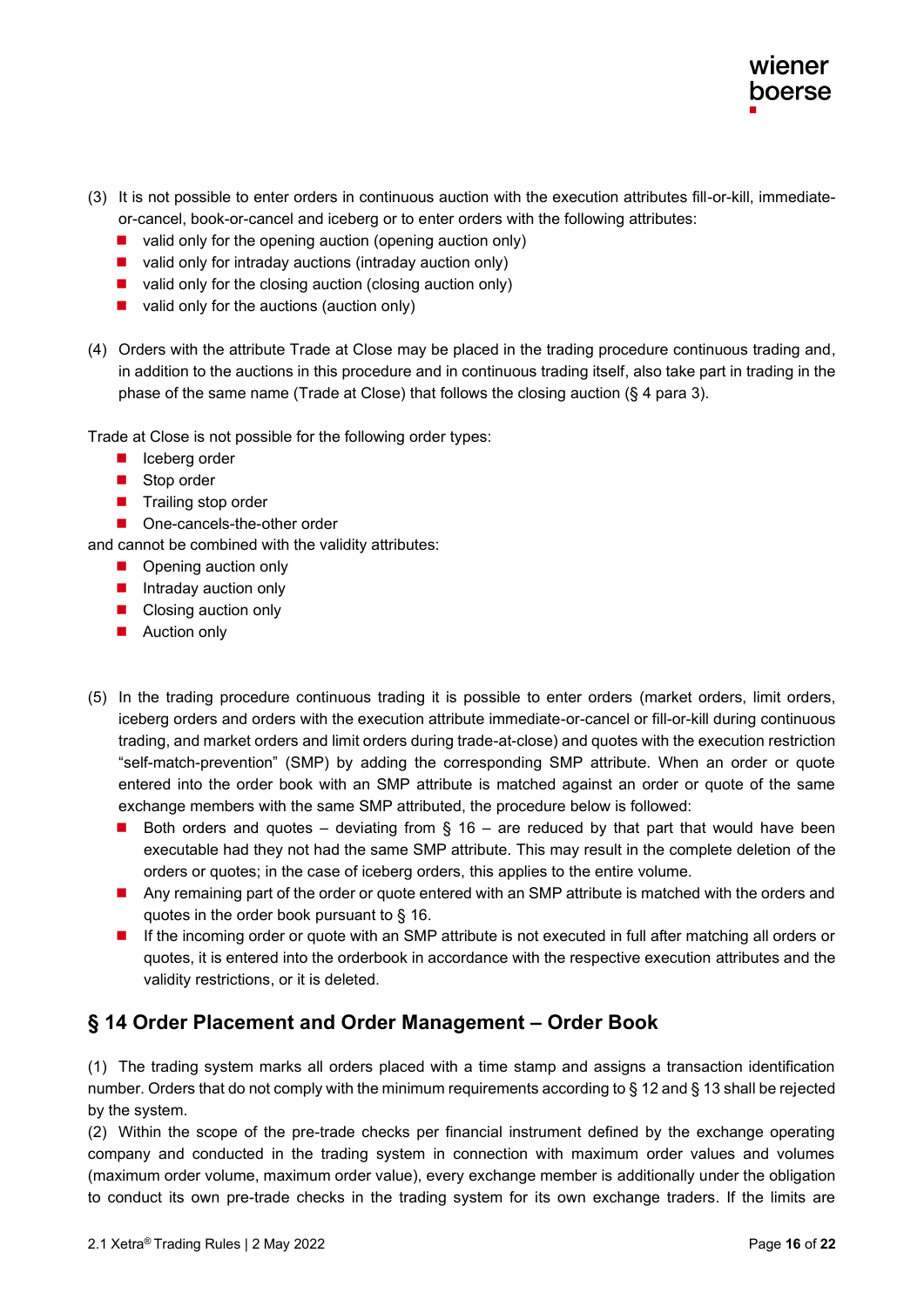(3) It is not possible to enter orders in continuous auction with the execution attributes fill-or-kill, immediate-or-cancel, book-or-cancel and iceberg or to enter orders with the following attributes:

- valid only for the opening auction (opening auction only)
- valid only for intraday auctions (intraday auction only)
- valid only for the closing auction (closing auction only)
- valid only for the auctions (auction only)

(4) Orders with the attribute Trade at Close may be placed in the trading procedure continuous trading and, in addition to the auctions in this procedure and in continuous trading itself, also take part in trading in the phase of the same name (Trade at Close) that follows the closing auction (§ 4 para 3).

Trade at Close is not possible for the following order types:

- Iceberg order
- Stop order
- Trailing stop order
- One-cancels-the-other order

and cannot be combined with the validity attributes:

- Opening auction only
- Intraday auction only
- Closing auction only
- Auction only

(5) In the trading procedure continuous trading it is possible to enter orders (market orders, limit orders, iceberg orders and orders with the execution attribute immediate-or-cancel or fill-or-kill during continuous trading, and market orders and limit orders during trade-at-close) and quotes with the execution restriction "self-match-prevention" (SMP) by adding the corresponding SMP attribute. When an order or quote entered into the order book with an SMP attribute is matched against an order or quote of the same exchange members with the same SMP attributed, the procedure below is followed:

- Both orders and quotes – deviating from § 16 – are reduced by that part that would have been executable had they not had the same SMP attribute. This may result in the complete deletion of the orders or quotes; in the case of iceberg orders, this applies to the entire volume.
- Any remaining part of the order or quote entered with an SMP attribute is matched with the orders and quotes in the order book pursuant to § 16.
- If the incoming order or quote with an SMP attribute is not executed in full after matching all orders or quotes, it is entered into the orderbook in accordance with the respective execution attributes and the validity restrictions, or it is deleted.

## § 14 Order Placement and Order Management – Order Book

(1) The trading system marks all orders placed with a time stamp and assigns a transaction identification number. Orders that do not comply with the minimum requirements according to § 12 and § 13 shall be rejected by the system.

(2) Within the scope of the pre-trade checks per financial instrument defined by the exchange operating company and conducted in the trading system in connection with maximum order values and volumes (maximum order volume, maximum order value), every exchange member is additionally under the obligation to conduct its own pre-trade checks in the trading system for its own exchange traders. If the limits are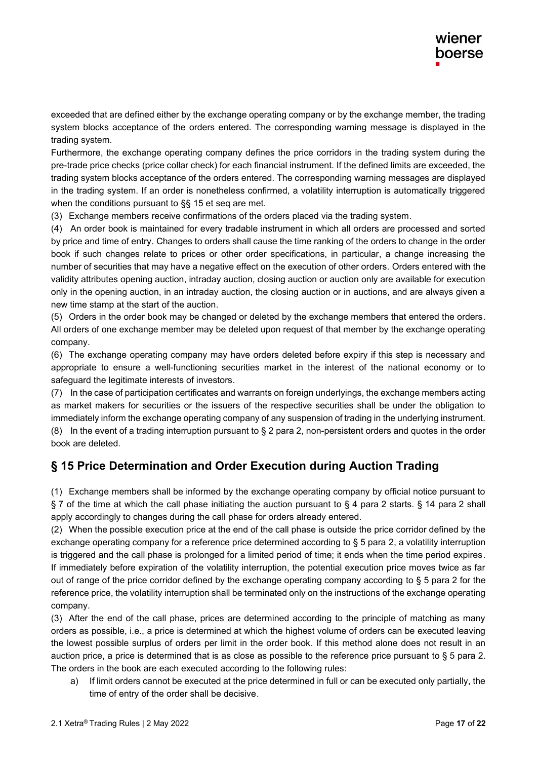exceeded that are defined either by the exchange operating company or by the exchange member, the trading system blocks acceptance of the orders entered. The corresponding warning message is displayed in the trading system.

Furthermore, the exchange operating company defines the price corridors in the trading system during the pre-trade price checks (price collar check) for each financial instrument. If the defined limits are exceeded, the trading system blocks acceptance of the orders entered. The corresponding warning messages are displayed in the trading system. If an order is nonetheless confirmed, a volatility interruption is automatically triggered when the conditions pursuant to §§ 15 et seq are met.

(3) Exchange members receive confirmations of the orders placed via the trading system.

(4) An order book is maintained for every tradable instrument in which all orders are processed and sorted by price and time of entry. Changes to orders shall cause the time ranking of the orders to change in the order book if such changes relate to prices or other order specifications, in particular, a change increasing the number of securities that may have a negative effect on the execution of other orders. Orders entered with the validity attributes opening auction, intraday auction, closing auction or auction only are available for execution only in the opening auction, in an intraday auction, the closing auction or in auctions, and are always given a new time stamp at the start of the auction.

(5) Orders in the order book may be changed or deleted by the exchange members that entered the orders. All orders of one exchange member may be deleted upon request of that member by the exchange operating company.

(6) The exchange operating company may have orders deleted before expiry if this step is necessary and appropriate to ensure a well-functioning securities market in the interest of the national economy or to safeguard the legitimate interests of investors.

(7) In the case of participation certificates and warrants on foreign underlyings, the exchange members acting as market makers for securities or the issuers of the respective securities shall be under the obligation to immediately inform the exchange operating company of any suspension of trading in the underlying instrument.

(8) In the event of a trading interruption pursuant to § 2 para 2, non-persistent orders and quotes in the order book are deleted.

## § 15 Price Determination and Order Execution during Auction Trading

(1) Exchange members shall be informed by the exchange operating company by official notice pursuant to § 7 of the time at which the call phase initiating the auction pursuant to § 4 para 2 starts. § 14 para 2 shall apply accordingly to changes during the call phase for orders already entered.

(2) When the possible execution price at the end of the call phase is outside the price corridor defined by the exchange operating company for a reference price determined according to § 5 para 2, a volatility interruption is triggered and the call phase is prolonged for a limited period of time; it ends when the time period expires. If immediately before expiration of the volatility interruption, the potential execution price moves twice as far out of range of the price corridor defined by the exchange operating company according to § 5 para 2 for the reference price, the volatility interruption shall be terminated only on the instructions of the exchange operating company.

(3) After the end of the call phase, prices are determined according to the principle of matching as many orders as possible, i.e., a price is determined at which the highest volume of orders can be executed leaving the lowest possible surplus of orders per limit in the order book. If this method alone does not result in an auction price, a price is determined that is as close as possible to the reference price pursuant to § 5 para 2. The orders in the book are each executed according to the following rules:

a) If limit orders cannot be executed at the price determined in full or can be executed only partially, the time of entry of the order shall be decisive.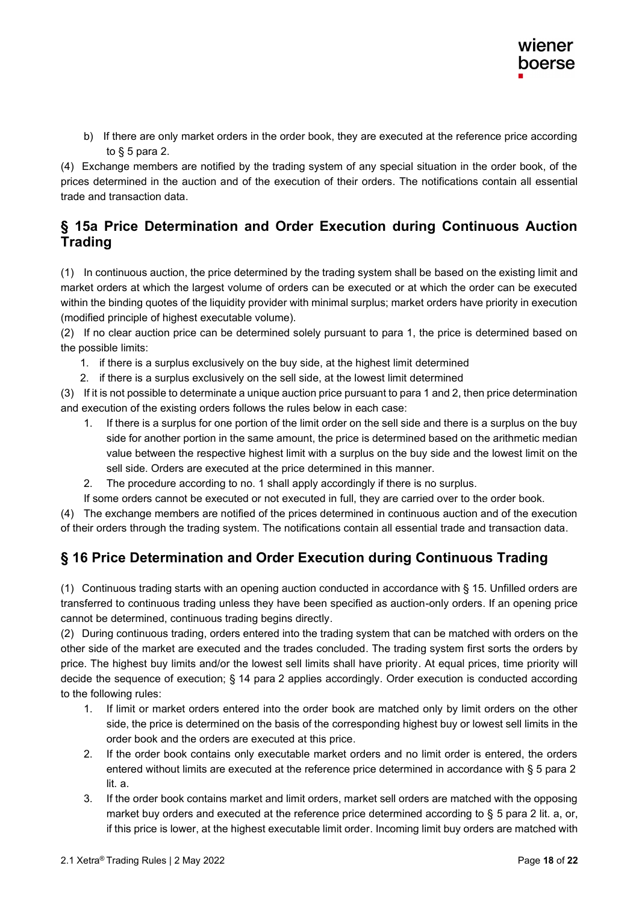b) If there are only market orders in the order book, they are executed at the reference price according to § 5 para 2.

(4) Exchange members are notified by the trading system of any special situation in the order book, of the prices determined in the auction and of the execution of their orders. The notifications contain all essential trade and transaction data.

## § 15a Price Determination and Order Execution during Continuous Auction Trading

(1) In continuous auction, the price determined by the trading system shall be based on the existing limit and market orders at which the largest volume of orders can be executed or at which the order can be executed within the binding quotes of the liquidity provider with minimal surplus; market orders have priority in execution (modified principle of highest executable volume).

(2) If no clear auction price can be determined solely pursuant to para 1, the price is determined based on the possible limits:

1. if there is a surplus exclusively on the buy side, at the highest limit determined
2. if there is a surplus exclusively on the sell side, at the lowest limit determined

(3) If it is not possible to determinate a unique auction price pursuant to para 1 and 2, then price determination and execution of the existing orders follows the rules below in each case:

1. If there is a surplus for one portion of the limit order on the sell side and there is a surplus on the buy side for another portion in the same amount, the price is determined based on the arithmetic median value between the respective highest limit with a surplus on the buy side and the lowest limit on the sell side. Orders are executed at the price determined in this manner.
2. The procedure according to no. 1 shall apply accordingly if there is no surplus.

If some orders cannot be executed or not executed in full, they are carried over to the order book.

(4) The exchange members are notified of the prices determined in continuous auction and of the execution of their orders through the trading system. The notifications contain all essential trade and transaction data.

## § 16 Price Determination and Order Execution during Continuous Trading

(1) Continuous trading starts with an opening auction conducted in accordance with § 15. Unfilled orders are transferred to continuous trading unless they have been specified as auction-only orders. If an opening price cannot be determined, continuous trading begins directly.

(2) During continuous trading, orders entered into the trading system that can be matched with orders on the other side of the market are executed and the trades concluded. The trading system first sorts the orders by price. The highest buy limits and/or the lowest sell limits shall have priority. At equal prices, time priority will decide the sequence of execution; § 14 para 2 applies accordingly. Order execution is conducted according to the following rules:

1. If limit or market orders entered into the order book are matched only by limit orders on the other side, the price is determined on the basis of the corresponding highest buy or lowest sell limits in the order book and the orders are executed at this price.
2. If the order book contains only executable market orders and no limit order is entered, the orders entered without limits are executed at the reference price determined in accordance with § 5 para 2 lit. a.
3. If the order book contains market and limit orders, market sell orders are matched with the opposing market buy orders and executed at the reference price determined according to § 5 para 2 lit. a, or, if this price is lower, at the highest executable limit order. Incoming limit buy orders are matched with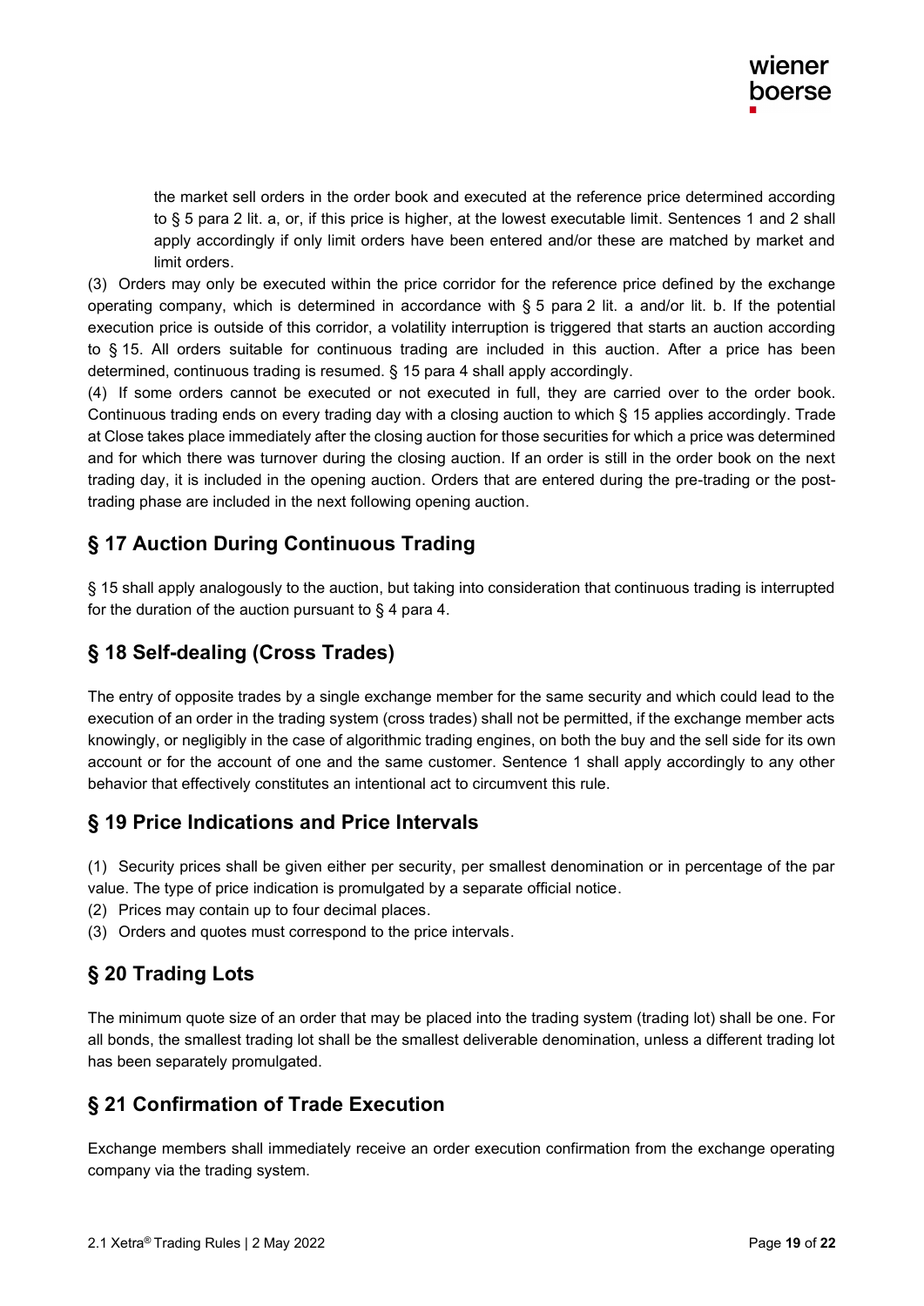the market sell orders in the order book and executed at the reference price determined according to § 5 para 2 lit. a, or, if this price is higher, at the lowest executable limit. Sentences 1 and 2 shall apply accordingly if only limit orders have been entered and/or these are matched by market and limit orders.

(3) Orders may only be executed within the price corridor for the reference price defined by the exchange operating company, which is determined in accordance with § 5 para 2 lit. a and/or lit. b. If the potential execution price is outside of this corridor, a volatility interruption is triggered that starts an auction according to § 15. All orders suitable for continuous trading are included in this auction. After a price has been determined, continuous trading is resumed. § 15 para 4 shall apply accordingly.

(4) If some orders cannot be executed or not executed in full, they are carried over to the order book. Continuous trading ends on every trading day with a closing auction to which § 15 applies accordingly. Trade at Close takes place immediately after the closing auction for those securities for which a price was determined and for which there was turnover during the closing auction. If an order is still in the order book on the next trading day, it is included in the opening auction. Orders that are entered during the pre-trading or the post-trading phase are included in the next following opening auction.

## § 17 Auction During Continuous Trading

§ 15 shall apply analogously to the auction, but taking into consideration that continuous trading is interrupted for the duration of the auction pursuant to § 4 para 4.

## § 18 Self-dealing (Cross Trades)

The entry of opposite trades by a single exchange member for the same security and which could lead to the execution of an order in the trading system (cross trades) shall not be permitted, if the exchange member acts knowingly, or negligibly in the case of algorithmic trading engines, on both the buy and the sell side for its own account or for the account of one and the same customer. Sentence 1 shall apply accordingly to any other behavior that effectively constitutes an intentional act to circumvent this rule.

## § 19 Price Indications and Price Intervals

(1) Security prices shall be given either per security, per smallest denomination or in percentage of the par value. The type of price indication is promulgated by a separate official notice.

(2) Prices may contain up to four decimal places.

(3) Orders and quotes must correspond to the price intervals.

## § 20 Trading Lots

The minimum quote size of an order that may be placed into the trading system (trading lot) shall be one. For all bonds, the smallest trading lot shall be the smallest deliverable denomination, unless a different trading lot has been separately promulgated.

## § 21 Confirmation of Trade Execution

Exchange members shall immediately receive an order execution confirmation from the exchange operating company via the trading system.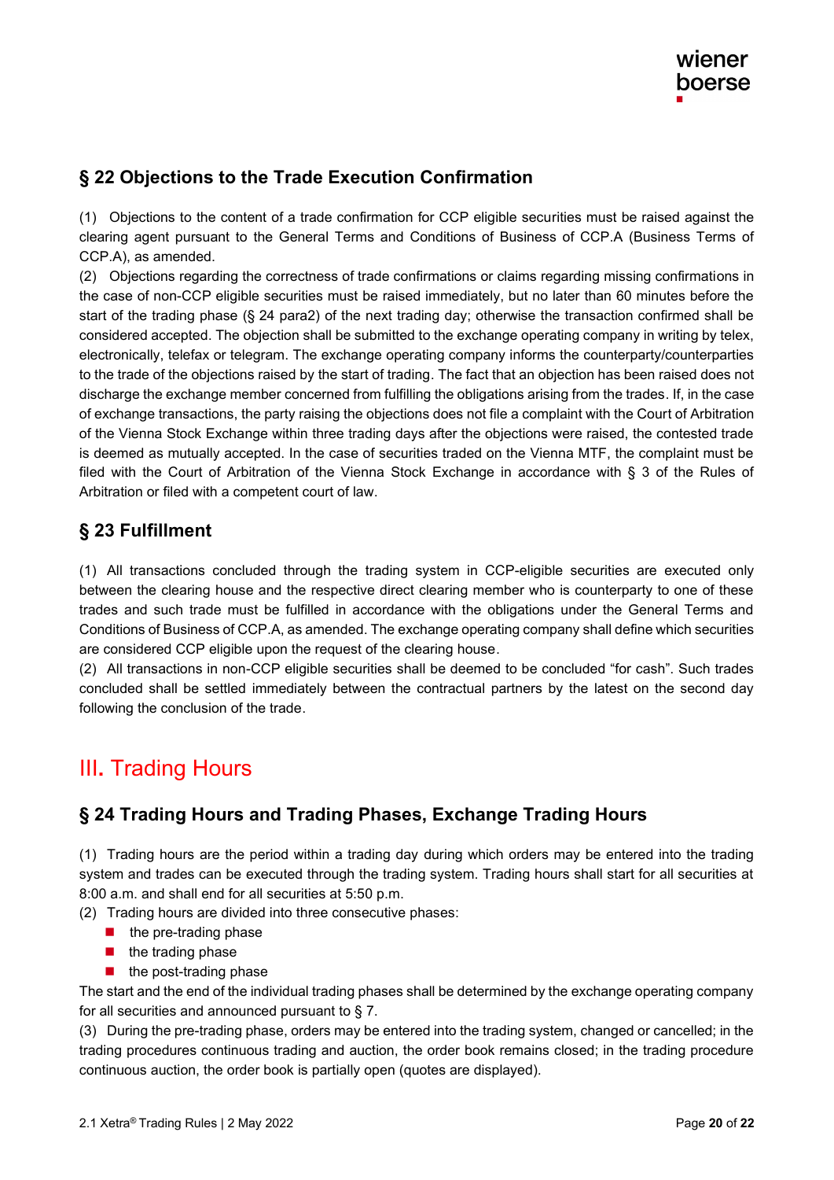## § 22 Objections to the Trade Execution Confirmation

(1) Objections to the content of a trade confirmation for CCP eligible securities must be raised against the clearing agent pursuant to the General Terms and Conditions of Business of CCP.A (Business Terms of CCP.A), as amended.

(2) Objections regarding the correctness of trade confirmations or claims regarding missing confirmations in the case of non-CCP eligible securities must be raised immediately, but no later than 60 minutes before the start of the trading phase (§ 24 para2) of the next trading day; otherwise the transaction confirmed shall be considered accepted. The objection shall be submitted to the exchange operating company in writing by telex, electronically, telefax or telegram. The exchange operating company informs the counterparty/counterparties to the trade of the objections raised by the start of trading. The fact that an objection has been raised does not discharge the exchange member concerned from fulfilling the obligations arising from the trades. If, in the case of exchange transactions, the party raising the objections does not file a complaint with the Court of Arbitration of the Vienna Stock Exchange within three trading days after the objections were raised, the contested trade is deemed as mutually accepted. In the case of securities traded on the Vienna MTF, the complaint must be filed with the Court of Arbitration of the Vienna Stock Exchange in accordance with § 3 of the Rules of Arbitration or filed with a competent court of law.

## § 23 Fulfillment

(1) All transactions concluded through the trading system in CCP-eligible securities are executed only between the clearing house and the respective direct clearing member who is counterparty to one of these trades and such trade must be fulfilled in accordance with the obligations under the General Terms and Conditions of Business of CCP.A, as amended. The exchange operating company shall define which securities are considered CCP eligible upon the request of the clearing house.

(2) All transactions in non-CCP eligible securities shall be deemed to be concluded "for cash". Such trades concluded shall be settled immediately between the contractual partners by the latest on the second day following the conclusion of the trade.

# III. Trading Hours

## § 24 Trading Hours and Trading Phases, Exchange Trading Hours

(1) Trading hours are the period within a trading day during which orders may be entered into the trading system and trades can be executed through the trading system. Trading hours shall start for all securities at 8:00 a.m. and shall end for all securities at 5:50 p.m.

(2) Trading hours are divided into three consecutive phases:

- the pre-trading phase
- the trading phase
- the post-trading phase

The start and the end of the individual trading phases shall be determined by the exchange operating company for all securities and announced pursuant to § 7.

(3) During the pre-trading phase, orders may be entered into the trading system, changed or cancelled; in the trading procedures continuous trading and auction, the order book remains closed; in the trading procedure continuous auction, the order book is partially open (quotes are displayed).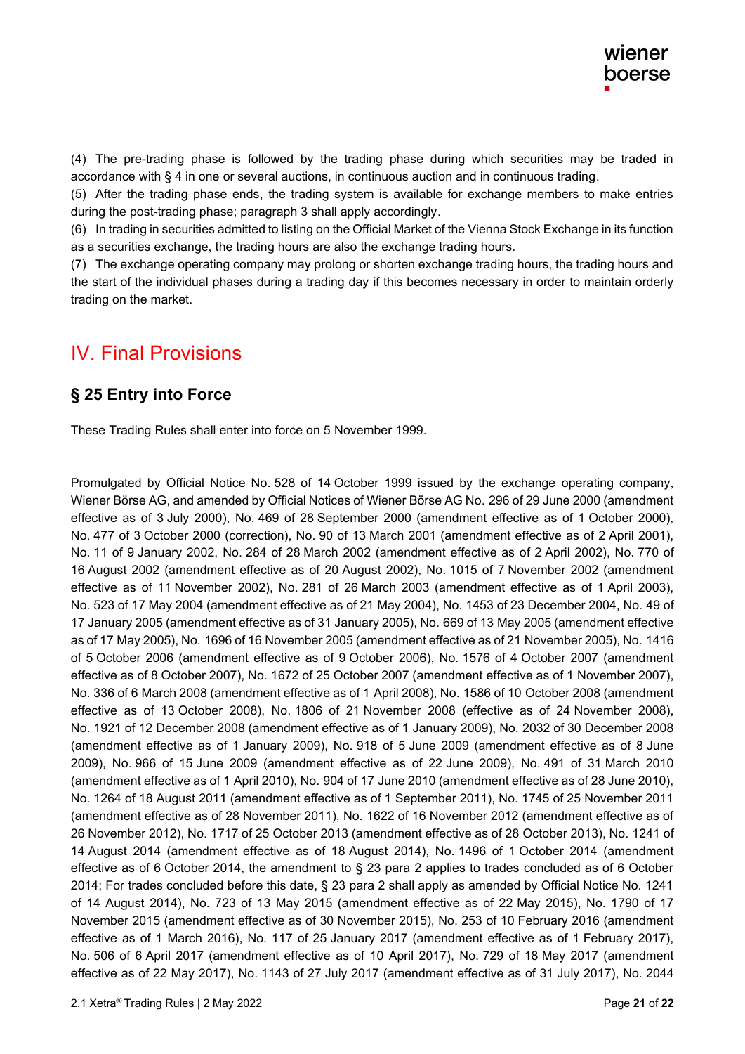(4) The pre-trading phase is followed by the trading phase during which securities may be traded in accordance with § 4 in one or several auctions, in continuous auction and in continuous trading.

(5) After the trading phase ends, the trading system is available for exchange members to make entries during the post-trading phase; paragraph 3 shall apply accordingly.

(6) In trading in securities admitted to listing on the Official Market of the Vienna Stock Exchange in its function as a securities exchange, the trading hours are also the exchange trading hours.

(7) The exchange operating company may prolong or shorten exchange trading hours, the trading hours and the start of the individual phases during a trading day if this becomes necessary in order to maintain orderly trading on the market.

# IV. Final Provisions

## § 25 Entry into Force

These Trading Rules shall enter into force on 5 November 1999.

Promulgated by Official Notice No. 528 of 14 October 1999 issued by the exchange operating company, Wiener Börse AG, and amended by Official Notices of Wiener Börse AG No. 296 of 29 June 2000 (amendment effective as of 3 July 2000), No. 469 of 28 September 2000 (amendment effective as of 1 October 2000), No. 477 of 3 October 2000 (correction), No. 90 of 13 March 2001 (amendment effective as of 2 April 2001), No. 11 of 9 January 2002, No. 284 of 28 March 2002 (amendment effective as of 2 April 2002), No. 770 of 16 August 2002 (amendment effective as of 20 August 2002), No. 1015 of 7 November 2002 (amendment effective as of 11 November 2002), No. 281 of 26 March 2003 (amendment effective as of 1 April 2003), No. 523 of 17 May 2004 (amendment effective as of 21 May 2004), No. 1453 of 23 December 2004, No. 49 of 17 January 2005 (amendment effective as of 31 January 2005), No. 669 of 13 May 2005 (amendment effective as of 17 May 2005), No. 1696 of 16 November 2005 (amendment effective as of 21 November 2005), No. 1416 of 5 October 2006 (amendment effective as of 9 October 2006), No. 1576 of 4 October 2007 (amendment effective as of 8 October 2007), No. 1672 of 25 October 2007 (amendment effective as of 1 November 2007), No. 336 of 6 March 2008 (amendment effective as of 1 April 2008), No. 1586 of 10 October 2008 (amendment effective as of 13 October 2008), No. 1806 of 21 November 2008 (effective as of 24 November 2008), No. 1921 of 12 December 2008 (amendment effective as of 1 January 2009), No. 2032 of 30 December 2008 (amendment effective as of 1 January 2009), No. 918 of 5 June 2009 (amendment effective as of 8 June 2009), No. 966 of 15 June 2009 (amendment effective as of 22 June 2009), No. 491 of 31 March 2010 (amendment effective as of 1 April 2010), No. 904 of 17 June 2010 (amendment effective as of 28 June 2010), No. 1264 of 18 August 2011 (amendment effective as of 1 September 2011), No. 1745 of 25 November 2011 (amendment effective as of 28 November 2011), No. 1622 of 16 November 2012 (amendment effective as of 26 November 2012), No. 1717 of 25 October 2013 (amendment effective as of 28 October 2013), No. 1241 of 14 August 2014 (amendment effective as of 18 August 2014), No. 1496 of 1 October 2014 (amendment effective as of 6 October 2014, the amendment to § 23 para 2 applies to trades concluded as of 6 October 2014; For trades concluded before this date, § 23 para 2 shall apply as amended by Official Notice No. 1241 of 14 August 2014), No. 723 of 13 May 2015 (amendment effective as of 22 May 2015), No. 1790 of 17 November 2015 (amendment effective as of 30 November 2015), No. 253 of 10 February 2016 (amendment effective as of 1 March 2016), No. 117 of 25 January 2017 (amendment effective as of 1 February 2017), No. 506 of 6 April 2017 (amendment effective as of 10 April 2017), No. 729 of 18 May 2017 (amendment effective as of 22 May 2017), No. 1143 of 27 July 2017 (amendment effective as of 31 July 2017), No. 2044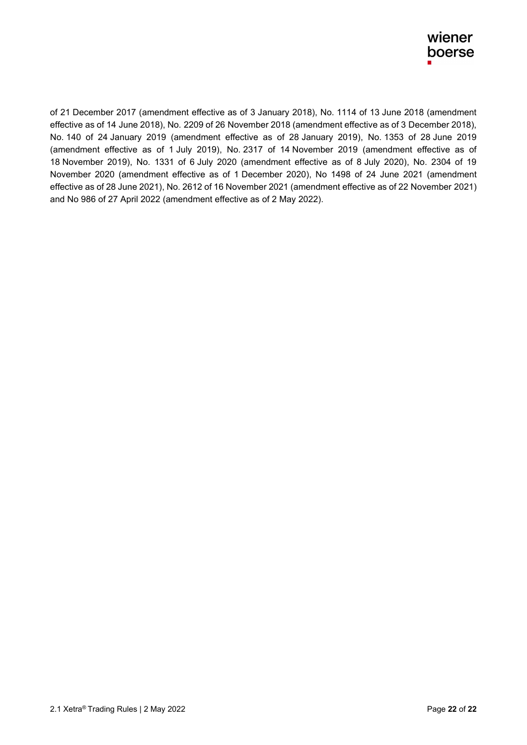of 21 December 2017 (amendment effective as of 3 January 2018), No. 1114 of 13 June 2018 (amendment effective as of 14 June 2018), No. 2209 of 26 November 2018 (amendment effective as of 3 December 2018), No. 140 of 24 January 2019 (amendment effective as of 28 January 2019), No. 1353 of 28 June 2019 (amendment effective as of 1 July 2019), No. 2317 of 14 November 2019 (amendment effective as of 18 November 2019), No. 1331 of 6 July 2020 (amendment effective as of 8 July 2020), No. 2304 of 19 November 2020 (amendment effective as of 1 December 2020), No 1498 of 24 June 2021 (amendment effective as of 28 June 2021), No. 2612 of 16 November 2021 (amendment effective as of 22 November 2021) and No 986 of 27 April 2022 (amendment effective as of 2 May 2022).